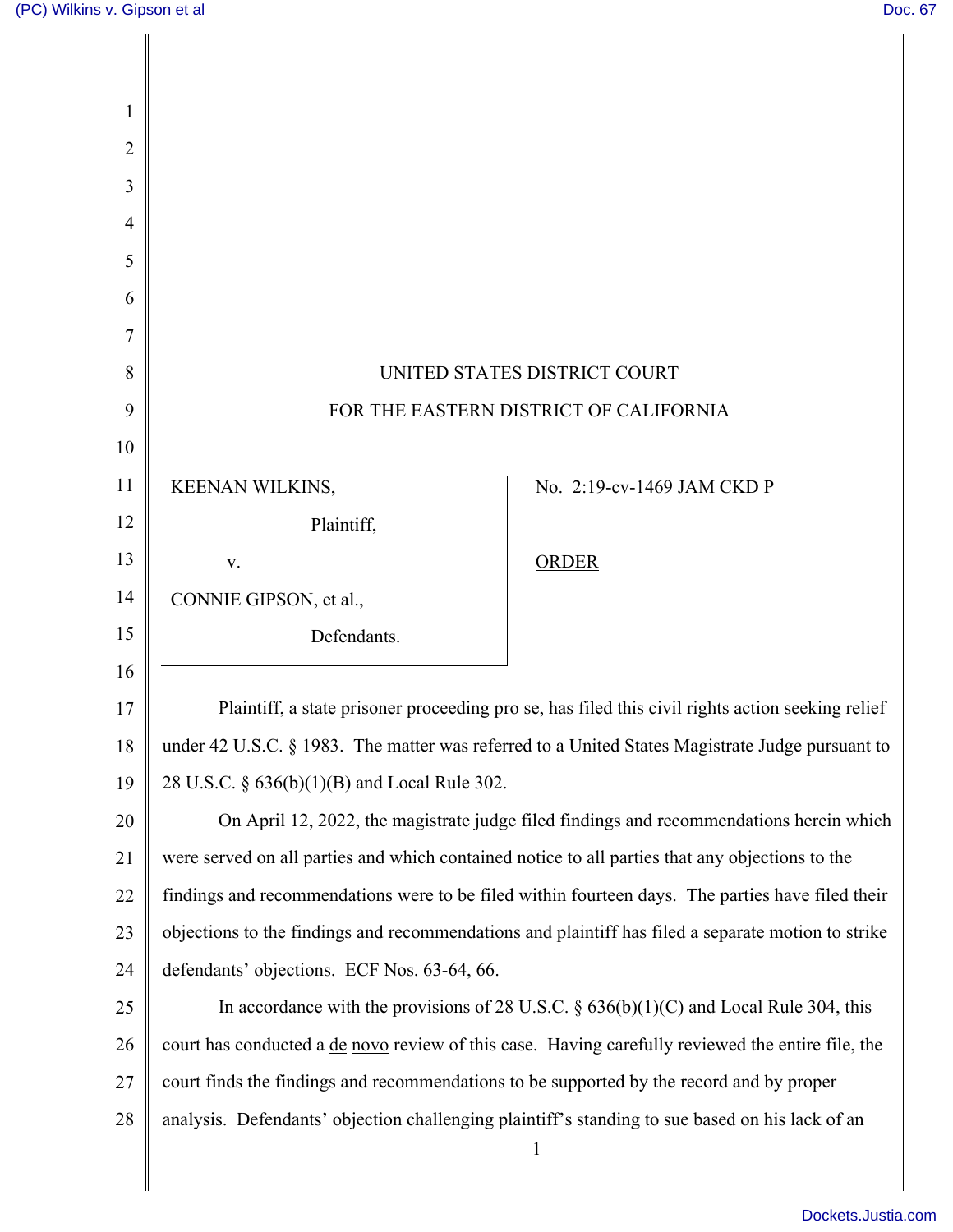UNITED STATES DISTRICT COURT

FOR THE EASTERN DISTRICT OF CALIFORNIA

| | |
|---|---|
| KEENAN WILKINS, Plaintiff, v. CONNIE GIPSON, et al., Defendants. | No. 2:19-cv-1469 JAM CKD P <br> ORDER |

Plaintiff, a state prisoner proceeding pro se, has filed this civil rights action seeking relief under 42 U.S.C. § 1983. The matter was referred to a United States Magistrate Judge pursuant to 28 U.S.C. § 636(b)(1)(B) and Local Rule 302.

On April 12, 2022, the magistrate judge filed findings and recommendations herein which were served on all parties and which contained notice to all parties that any objections to the findings and recommendations were to be filed within fourteen days. The parties have filed their objections to the findings and recommendations and plaintiff has filed a separate motion to strike defendants' objections. ECF Nos. 63-64, 66.

In accordance with the provisions of 28 U.S.C. § 636(b)(1)(C) and Local Rule 304, this court has conducted a de novo review of this case. Having carefully reviewed the entire file, the court finds the findings and recommendations to be supported by the record and by proper analysis. Defendants' objection challenging plaintiff's standing to sue based on his lack of an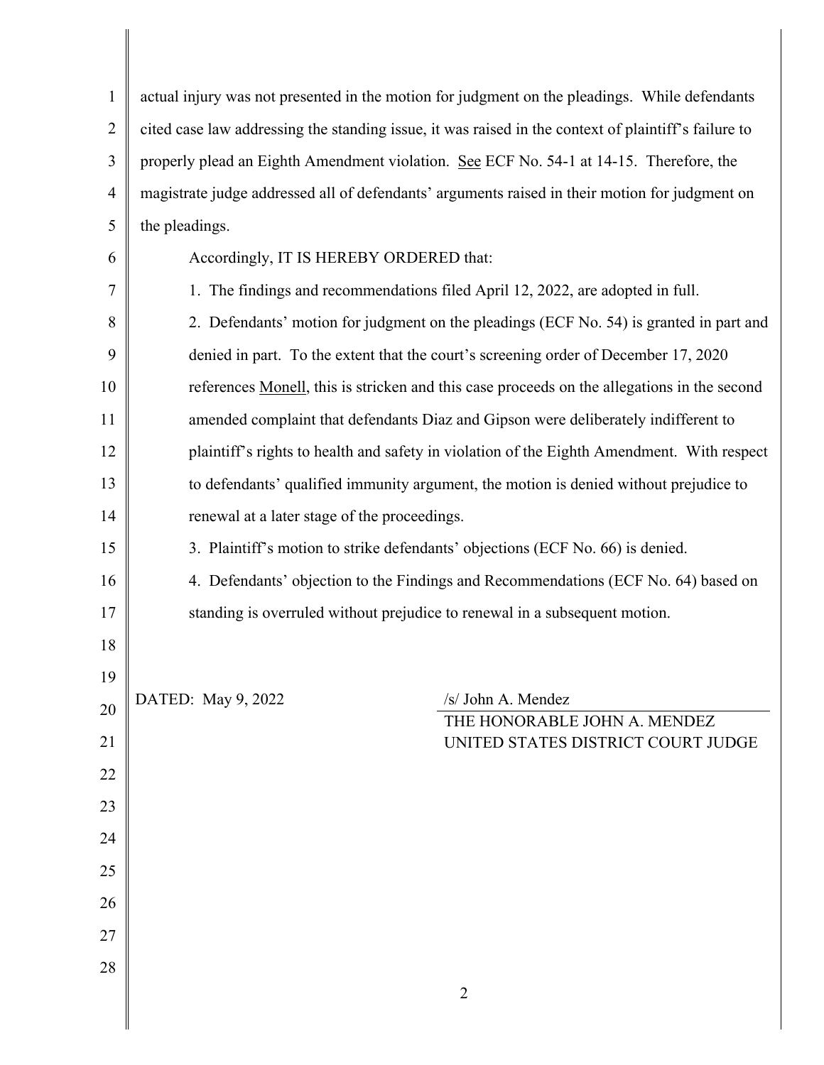actual injury was not presented in the motion for judgment on the pleadings. While defendants cited case law addressing the standing issue, it was raised in the context of plaintiff's failure to properly plead an Eighth Amendment violation. See ECF No. 54-1 at 14-15. Therefore, the magistrate judge addressed all of defendants' arguments raised in their motion for judgment on the pleadings.

Accordingly, IT IS HEREBY ORDERED that:

1. The findings and recommendations filed April 12, 2022, are adopted in full.
2. Defendants' motion for judgment on the pleadings (ECF No. 54) is granted in part and denied in part. To the extent that the court's screening order of December 17, 2020 references Monell, this is stricken and this case proceeds on the allegations in the second amended complaint that defendants Diaz and Gipson were deliberately indifferent to plaintiff's rights to health and safety in violation of the Eighth Amendment. With respect to defendants' qualified immunity argument, the motion is denied without prejudice to renewal at a later stage of the proceedings.
3. Plaintiff's motion to strike defendants' objections (ECF No. 66) is denied.
4. Defendants' objection to the Findings and Recommendations (ECF No. 64) based on standing is overruled without prejudice to renewal in a subsequent motion.

DATED: May 9, 2022

/s/ John A. Mendez
THE HONORABLE JOHN A. MENDEZ
UNITED STATES DISTRICT COURT JUDGE